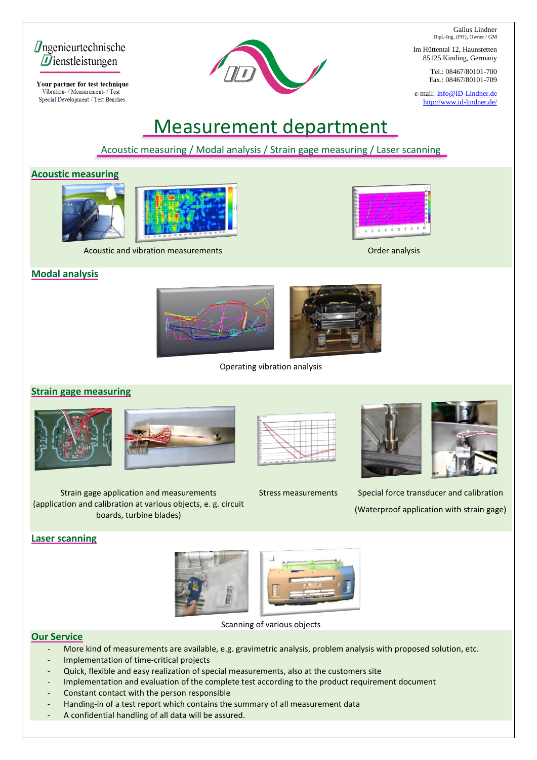Ingenieurtechnische Dienstleistungen

**Your partner for test technique**
Vibration- / Measurement- / Test
Special Development / Test Benches

Gallus Lindner
Dipl.-Ing. (FH), Owner / GM

Im Hüttental 12, Haunstetten
85125 Kinding, Germany

Tel.: 08467/80101-700
Fax.: 08467/80101-709

e-mail: Info@ID-Lindner.de
http://www.id-lindner.de/

# Measurement department

Acoustic measuring / Modal analysis / Strain gage measuring / Laser scanning

## Acoustic measuring

Acoustic and vibration measurements

Order analysis

## Modal analysis

Operating vibration analysis

## Strain gage measuring

Strain gage application and measurements (application and calibration at various objects, e. g. circuit boards, turbine blades)

Stress measurements

Special force transducer and calibration

(Waterproof application with strain gage)

## Laser scanning

Scanning of various objects

## Our Service

- More kind of measurements are available, e.g. gravimetric analysis, problem analysis with proposed solution, etc.
- Implementation of time-critical projects
- Quick, flexible and easy realization of special measurements, also at the customers site
- Implementation and evaluation of the complete test according to the product requirement document
- Constant contact with the person responsible
- Handing-in of a test report which contains the summary of all measurement data
- A confidential handling of all data will be assured.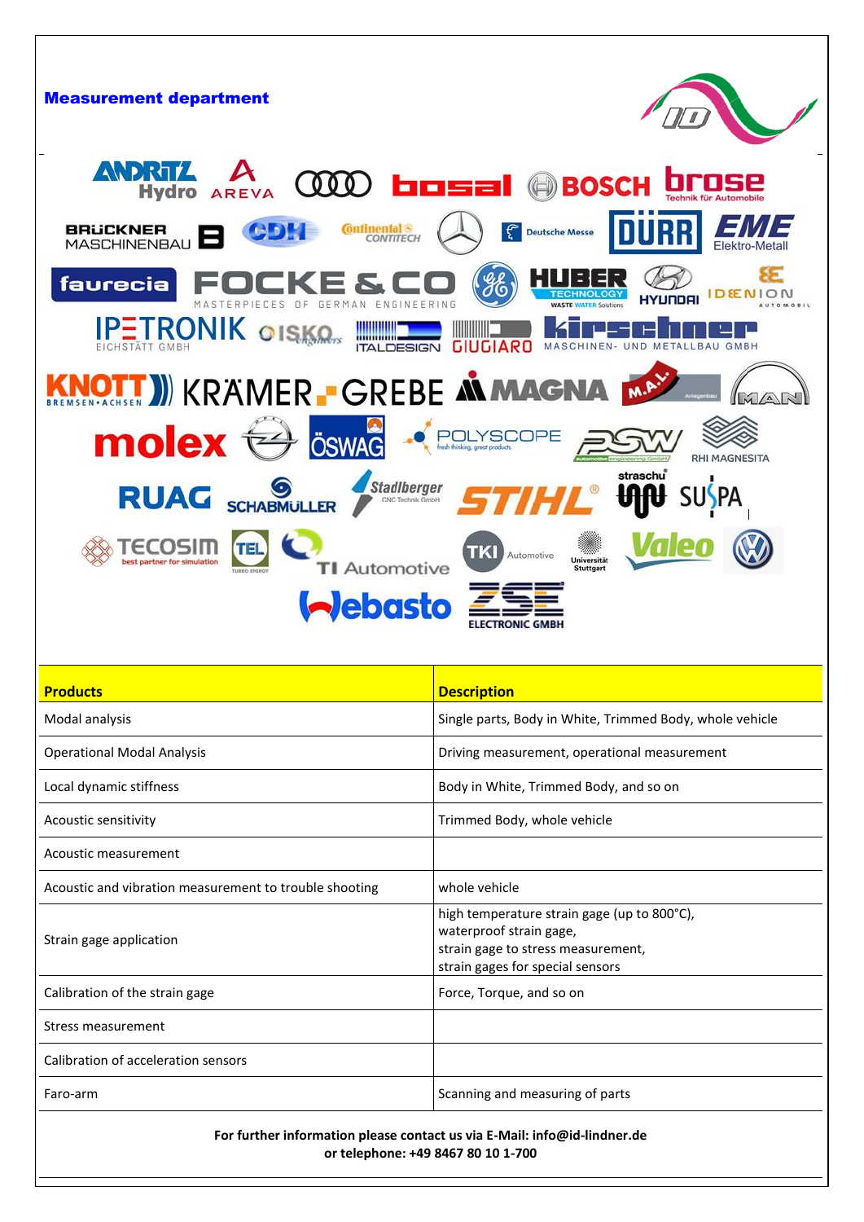## Measurement department

| Products | Description |
| --- | --- |
| Modal analysis | Single parts, Body in White, Trimmed Body, whole vehicle |
| Operational Modal Analysis | Driving measurement, operational measurement |
| Local dynamic stiffness | Body in White, Trimmed Body, and so on |
| Acoustic sensitivity | Trimmed Body, whole vehicle |
| Acoustic measurement | |
| Acoustic and vibration measurement to trouble shooting | whole vehicle |
| Strain gage application | high temperature strain gage (up to 800°C),<br>waterproof strain gage,<br>strain gage to stress measurement,<br>strain gages for special sensors |
| Calibration of the strain gage | Force, Torque, and so on |
| Stress measurement | |
| Calibration of acceleration sensors | |
| Faro-arm | Scanning and measuring of parts |

**For further information please contact us via E-Mail: info@id-lindner.de**
**or telephone: +49 8467 80 10 1-700**